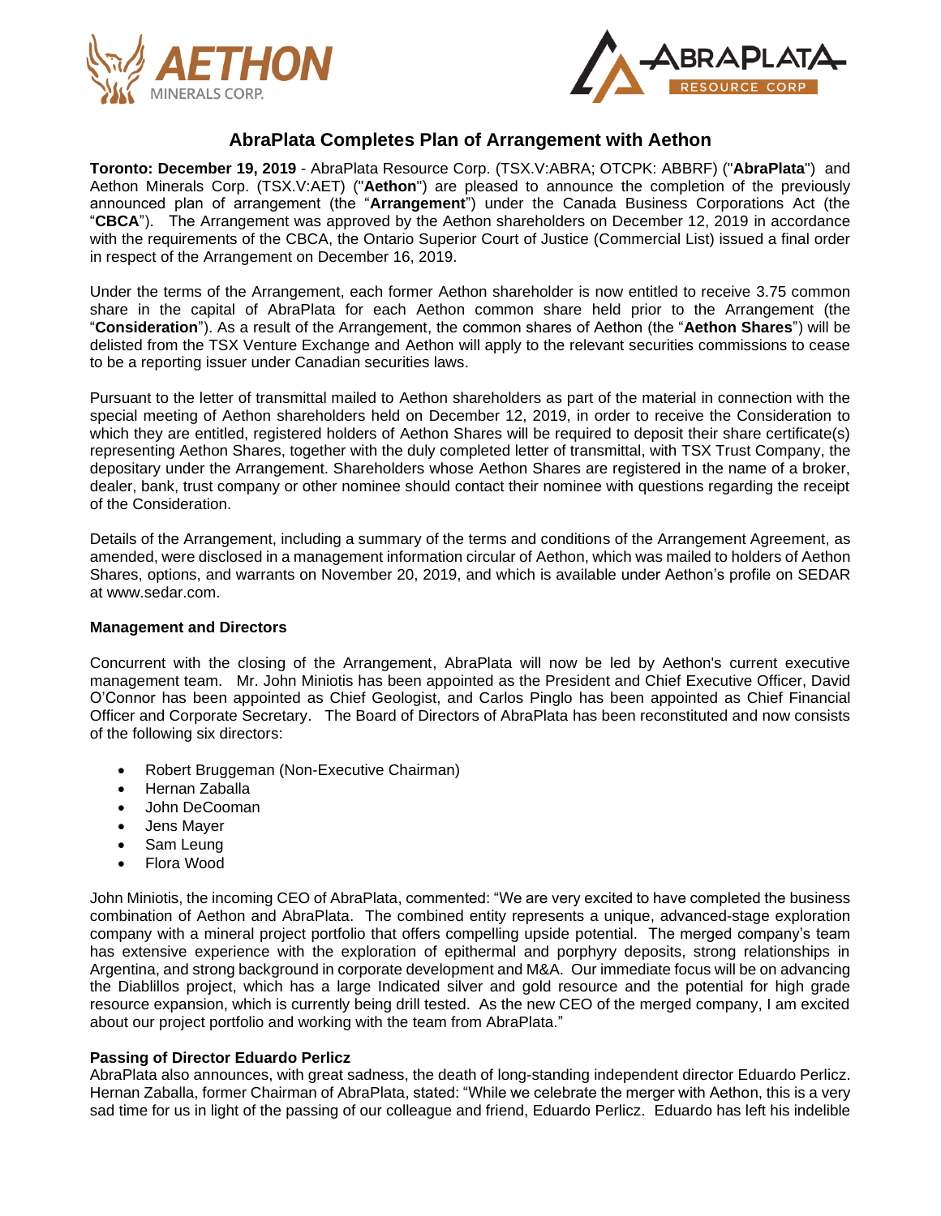# AbraPlata Completes Plan of Arrangement with Aethon

**Toronto: December 19, 2019** - AbraPlata Resource Corp. (TSX.V:ABRA; OTCPK: ABBRF) ("**AbraPlata**") and Aethon Minerals Corp. (TSX.V:AET) ("**Aethon**") are pleased to announce the completion of the previously announced plan of arrangement (the "**Arrangement**") under the Canada Business Corporations Act (the "**CBCA**"). The Arrangement was approved by the Aethon shareholders on December 12, 2019 in accordance with the requirements of the CBCA, the Ontario Superior Court of Justice (Commercial List) issued a final order in respect of the Arrangement on December 16, 2019.

Under the terms of the Arrangement, each former Aethon shareholder is now entitled to receive 3.75 common share in the capital of AbraPlata for each Aethon common share held prior to the Arrangement (the "**Consideration**"). As a result of the Arrangement, the common shares of Aethon (the "**Aethon Shares**") will be delisted from the TSX Venture Exchange and Aethon will apply to the relevant securities commissions to cease to be a reporting issuer under Canadian securities laws.

Pursuant to the letter of transmittal mailed to Aethon shareholders as part of the material in connection with the special meeting of Aethon shareholders held on December 12, 2019, in order to receive the Consideration to which they are entitled, registered holders of Aethon Shares will be required to deposit their share certificate(s) representing Aethon Shares, together with the duly completed letter of transmittal, with TSX Trust Company, the depositary under the Arrangement. Shareholders whose Aethon Shares are registered in the name of a broker, dealer, bank, trust company or other nominee should contact their nominee with questions regarding the receipt of the Consideration.

Details of the Arrangement, including a summary of the terms and conditions of the Arrangement Agreement, as amended, were disclosed in a management information circular of Aethon, which was mailed to holders of Aethon Shares, options, and warrants on November 20, 2019, and which is available under Aethon's profile on SEDAR at www.sedar.com.

**Management and Directors**

Concurrent with the closing of the Arrangement, AbraPlata will now be led by Aethon's current executive management team. Mr. John Miniotis has been appointed as the President and Chief Executive Officer, David O'Connor has been appointed as Chief Geologist, and Carlos Pinglo has been appointed as Chief Financial Officer and Corporate Secretary. The Board of Directors of AbraPlata has been reconstituted and now consists of the following six directors:

- Robert Bruggeman (Non-Executive Chairman)
- Hernan Zaballa
- John DeCooman
- Jens Mayer
- Sam Leung
- Flora Wood

John Miniotis, the incoming CEO of AbraPlata, commented: "We are very excited to have completed the business combination of Aethon and AbraPlata. The combined entity represents a unique, advanced-stage exploration company with a mineral project portfolio that offers compelling upside potential. The merged company's team has extensive experience with the exploration of epithermal and porphyry deposits, strong relationships in Argentina, and strong background in corporate development and M&A. Our immediate focus will be on advancing the Diablillos project, which has a large Indicated silver and gold resource and the potential for high grade resource expansion, which is currently being drill tested. As the new CEO of the merged company, I am excited about our project portfolio and working with the team from AbraPlata."

**Passing of Director Eduardo Perlicz**

AbraPlata also announces, with great sadness, the death of long-standing independent director Eduardo Perlicz. Hernan Zaballa, former Chairman of AbraPlata, stated: "While we celebrate the merger with Aethon, this is a very sad time for us in light of the passing of our colleague and friend, Eduardo Perlicz. Eduardo has left his indelible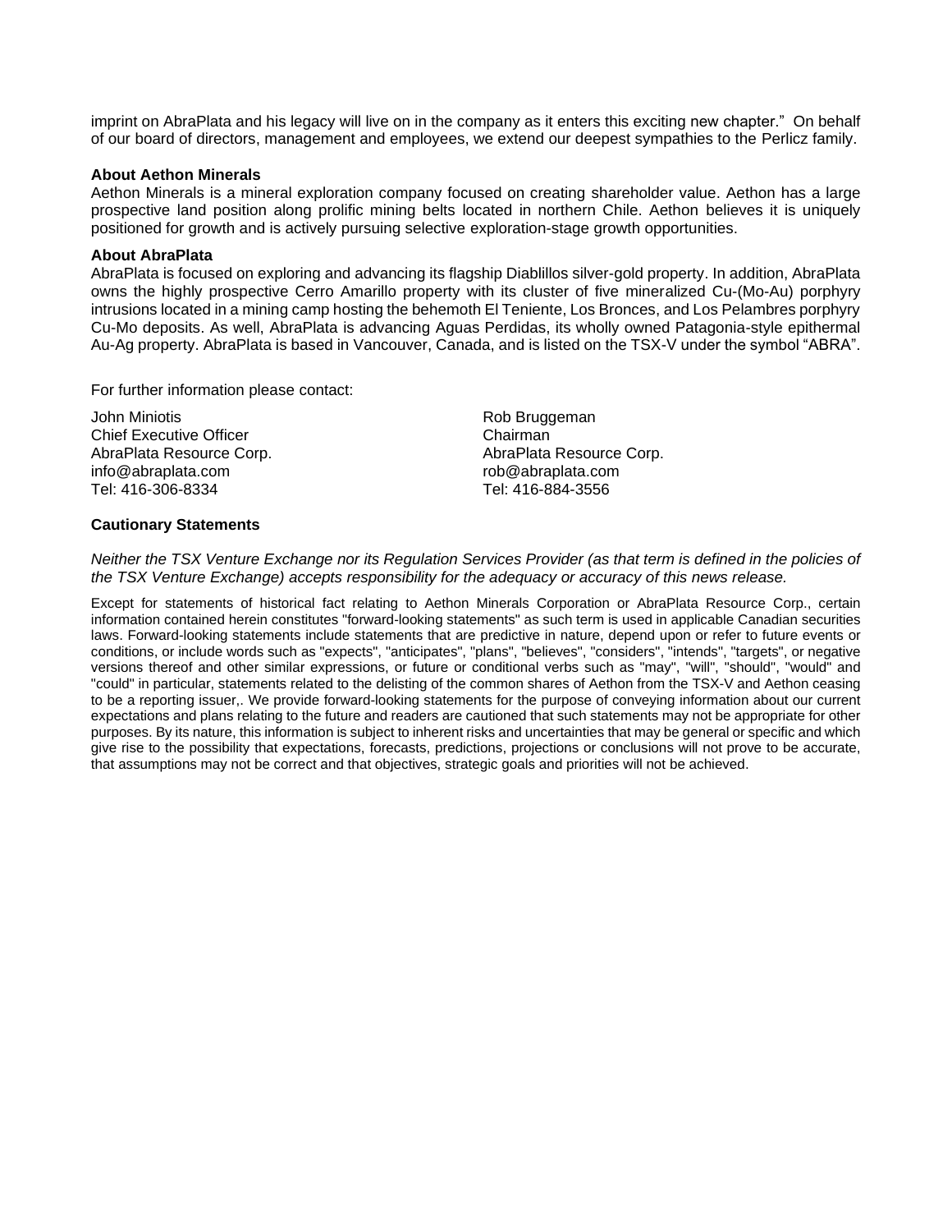imprint on AbraPlata and his legacy will live on in the company as it enters this exciting new chapter." On behalf of our board of directors, management and employees, we extend our deepest sympathies to the Perlicz family.

**About Aethon Minerals**

Aethon Minerals is a mineral exploration company focused on creating shareholder value. Aethon has a large prospective land position along prolific mining belts located in northern Chile. Aethon believes it is uniquely positioned for growth and is actively pursuing selective exploration-stage growth opportunities.

**About AbraPlata**

AbraPlata is focused on exploring and advancing its flagship Diablillos silver-gold property. In addition, AbraPlata owns the highly prospective Cerro Amarillo property with its cluster of five mineralized Cu-(Mo-Au) porphyry intrusions located in a mining camp hosting the behemoth El Teniente, Los Bronces, and Los Pelambres porphyry Cu-Mo deposits. As well, AbraPlata is advancing Aguas Perdidas, its wholly owned Patagonia-style epithermal Au-Ag property. AbraPlata is based in Vancouver, Canada, and is listed on the TSX-V under the symbol "ABRA".

For further information please contact:

John Miniotis
Chief Executive Officer
AbraPlata Resource Corp.
info@abraplata.com
Tel: 416-306-8334

Rob Bruggeman
Chairman
AbraPlata Resource Corp.
rob@abraplata.com
Tel: 416-884-3556

**Cautionary Statements**

*Neither the TSX Venture Exchange nor its Regulation Services Provider (as that term is defined in the policies of the TSX Venture Exchange) accepts responsibility for the adequacy or accuracy of this news release.*

Except for statements of historical fact relating to Aethon Minerals Corporation or AbraPlata Resource Corp., certain information contained herein constitutes "forward-looking statements" as such term is used in applicable Canadian securities laws. Forward-looking statements include statements that are predictive in nature, depend upon or refer to future events or conditions, or include words such as "expects", "anticipates", "plans", "believes", "considers", "intends", "targets", or negative versions thereof and other similar expressions, or future or conditional verbs such as "may", "will", "should", "would" and "could" in particular, statements related to the delisting of the common shares of Aethon from the TSX-V and Aethon ceasing to be a reporting issuer,. We provide forward-looking statements for the purpose of conveying information about our current expectations and plans relating to the future and readers are cautioned that such statements may not be appropriate for other purposes. By its nature, this information is subject to inherent risks and uncertainties that may be general or specific and which give rise to the possibility that expectations, forecasts, predictions, projections or conclusions will not prove to be accurate, that assumptions may not be correct and that objectives, strategic goals and priorities will not be achieved.